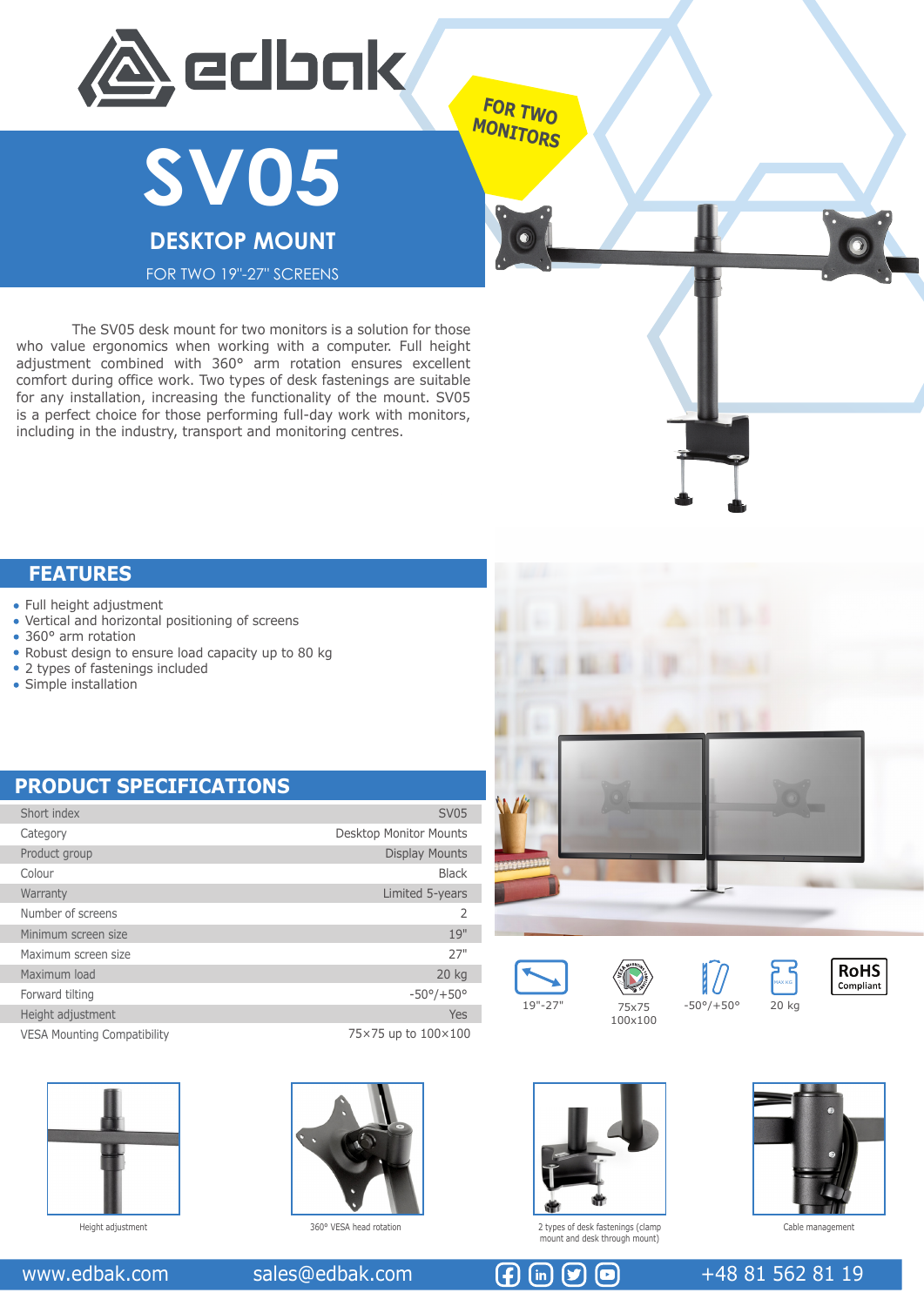edbak

# SV05

## DESKTOP MOUNT

FOR TWO 19"-27" SCREENS

FOR TWO MONITORS

The SV05 desk mount for two monitors is a solution for those who value ergonomics when working with a computer. Full height adjustment combined with 360° arm rotation ensures excellent comfort during office work. Two types of desk fastenings are suitable for any installation, increasing the functionality of the mount. SV05 is a perfect choice for those performing full-day work with monitors, including in the industry, transport and monitoring centres.

## FEATURES

- Full height adjustment
- Vertical and horizontal positioning of screens
- 360° arm rotation
- Robust design to ensure load capacity up to 80 kg
- 2 types of fastenings included
- Simple installation

## PRODUCT SPECIFICATIONS

| | |
|---|---|
| Short index | SV05 |
| Category | Desktop Monitor Mounts |
| Product group | Display Mounts |
| Colour | Black |
| Warranty | Limited 5-years |
| Number of screens | 2 |
| Minimum screen size | 19" |
| Maximum screen size | 27" |
| Maximum load | 20 kg |
| Forward tilting | -50°/+50° |
| Height adjustment | Yes |
| VESA Mounting Compatibility | 75×75 up to 100×100 |

19"-27" | 75x75 100x100 | -50°/+50° | 20 kg | RoHS Compliant

Height adjustment

360° VESA head rotation

2 types of desk fastenings (clamp mount and desk through mount)

Cable management

www.edbak.com | sales@edbak.com | +48 81 562 81 19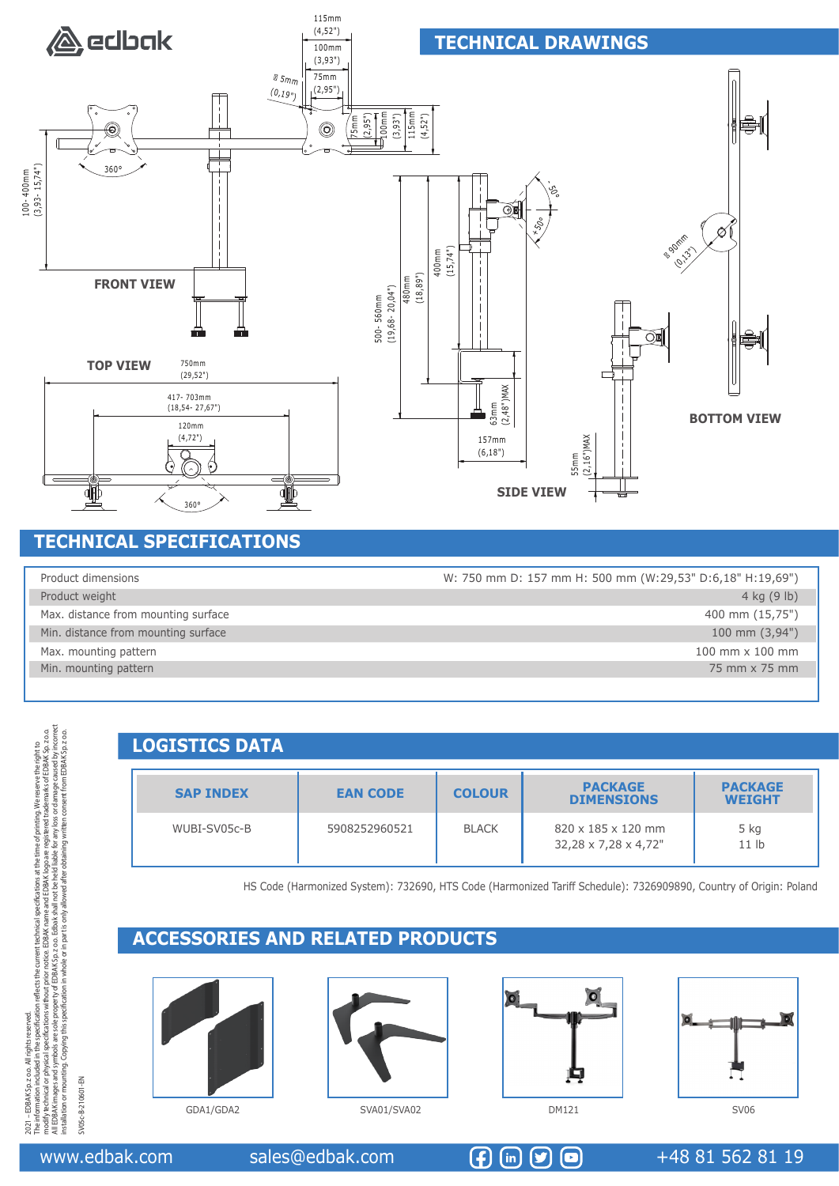## TECHNICAL DRAWINGS

FRONT VIEW

TOP VIEW

SIDE VIEW

BOTTOM VIEW

115mm (4,52")
100mm (3,93")
75mm (2,95")
Ø 5mm (0,19")
75mm (2,95")
100mm (3,93")
115mm (4,52")
100- 400mm (3,93- 15,74")
360°
-50°
+50°
400mm (15,74")
480mm (18,89")
500- 560mm (19,68- 20,04")
Ø 90mm (0,13")
750mm (29,52")
417- 703mm (18,54- 27,67")
120mm (4,72")
360°
63mm (2,48")MAX
157mm (6,18")
55mm (2,16")MAX

## TECHNICAL SPECIFICATIONS

| | |
|---|---|
| Product dimensions | W: 750 mm D: 157 mm H: 500 mm (W:29,53" D:6,18" H:19,69") |
| Product weight | 4 kg (9 lb) |
| Max. distance from mounting surface | 400 mm (15,75") |
| Min. distance from mounting surface | 100 mm (3,94") |
| Max. mounting pattern | 100 mm x 100 mm |
| Min. mounting pattern | 75 mm x 75 mm |

## LOGISTICS DATA

| SAP INDEX | EAN CODE | COLOUR | PACKAGE DIMENSIONS | PACKAGE WEIGHT |
|---|---|---|---|---|
| WUBI-SV05c-B | 5908252960521 | BLACK | 820 x 185 x 120 mm<br>32,28 x 7,28 x 4,72" | 5 kg<br>11 lb |

HS Code (Harmonized System): 732690, HTS Code (Harmonized Tariff Schedule): 7326909890, Country of Origin: Poland

## ACCESSORIES AND RELATED PRODUCTS

GDA1/GDA2

SVA01/SVA02

DM121

SV06

2021 - EDBAK Sp. z o.o. All rights reserved.
The information included in the specification reflects the current technical specifications at the time of printing. We reserve the right to modify technical or physical specifications without prior notice. EDBAK name and EDBAK logo are registered trademarks of EDBAK Sp. z o.o. All EDBAK images and symbols are sole property of EDBAK Sp. z o.o. Edbak shall not be held liable for any loss or damage caused by incorrect installation or mounting. Copying this specification in whole or in part is only allowed after obtaining written consent from EDBAK Sp. z o.o.

SV05c-B-210601-EN

www.edbak.com sales@edbak.com +48 81 562 81 19